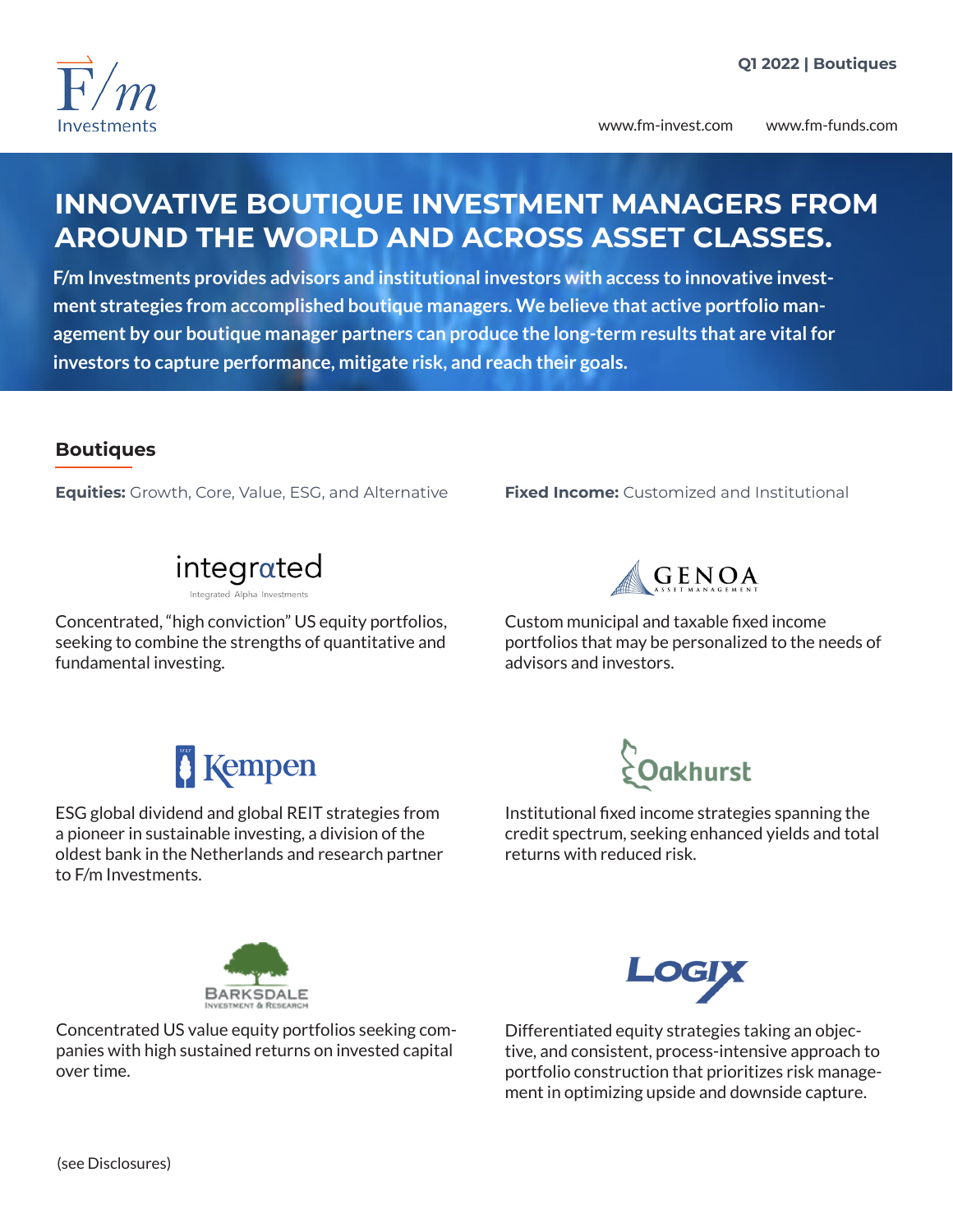# INNOVATIVE BOUTIQUE INVESTMENT MANAGERS FROM AROUND THE WORLD AND ACROSS ASSET CLASSES.

**F/m Investments provides advisors and institutional investors with access to innovative investment strategies from accomplished boutique managers. We believe that active portfolio management by our boutique manager partners can produce the long-term results that are vital for investors to capture performance, mitigate risk, and reach their goals.**

## Boutiques

**Equities:** Growth, Core, Value, ESG, and Alternative

integrated
Integrated Alpha Investments

Concentrated, "high conviction" US equity portfolios, seeking to combine the strengths of quantitative and fundamental investing.

Kempen

ESG global dividend and global REIT strategies from a pioneer in sustainable investing, a division of the oldest bank in the Netherlands and research partner to F/m Investments.

BARKSDALE
INVESTMENT & RESEARCH

Concentrated US value equity portfolios seeking companies with high sustained returns on invested capital over time.

**Fixed Income:** Customized and Institutional

GENOA
ASSET MANAGEMENT

Custom municipal and taxable fixed income portfolios that may be personalized to the needs of advisors and investors.

Oakhurst

Institutional fixed income strategies spanning the credit spectrum, seeking enhanced yields and total returns with reduced risk.

LOGIX

Differentiated equity strategies taking an objective, and consistent, process-intensive approach to portfolio construction that prioritizes risk management in optimizing upside and downside capture.

(see Disclosures)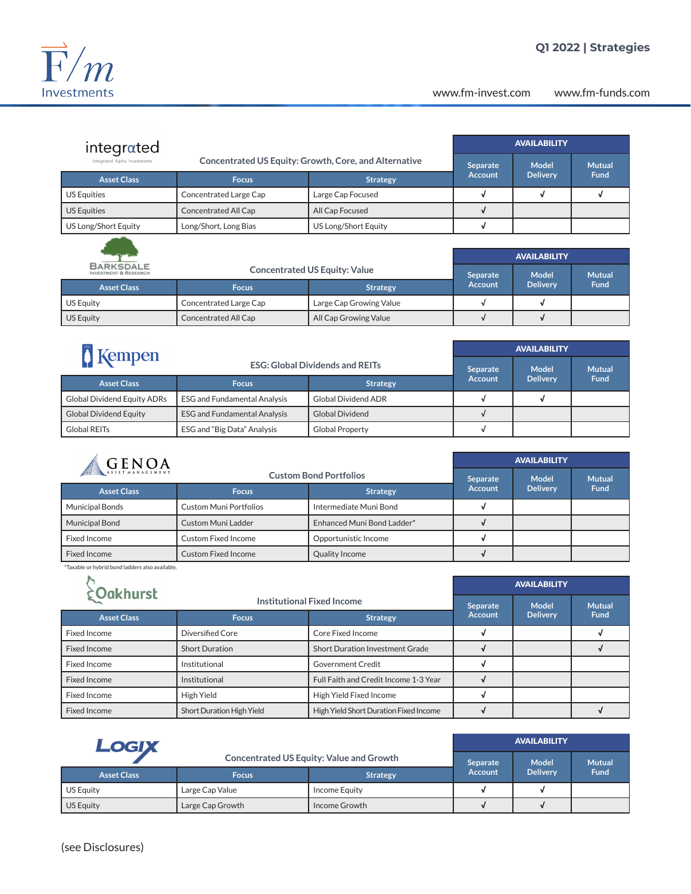# Q1 2022 | Strategies

F/m Investments

www.fm-invest.com www.fm-funds.com

## integrated — Concentrated US Equity: Growth, Core, and Alternative

Integrated Alpha Investments

| Asset Class | Focus | Strategy | Separate Account | Model Delivery | Mutual Fund |
|---|---|---|---|---|---|
| US Equities | Concentrated Large Cap | Large Cap Focused | √ | √ | √ |
| US Equities | Concentrated All Cap | All Cap Focused | √ | | |
| US Long/Short Equity | Long/Short, Long Bias | US Long/Short Equity | √ | | |

## BARKSDALE Investment & Research — Concentrated US Equity: Value

| Asset Class | Focus | Strategy | Separate Account | Model Delivery | Mutual Fund |
|---|---|---|---|---|---|
| US Equity | Concentrated Large Cap | Large Cap Growing Value | √ | √ | |
| US Equity | Concentrated All Cap | All Cap Growing Value | √ | √ | |

## Kempen — ESG: Global Dividends and REITs

| Asset Class | Focus | Strategy | Separate Account | Model Delivery | Mutual Fund |
|---|---|---|---|---|---|
| Global Dividend Equity ADRs | ESG and Fundamental Analysis | Global Dividend ADR | √ | √ | |
| Global Dividend Equity | ESG and Fundamental Analysis | Global Dividend | √ | | |
| Global REITs | ESG and "Big Data" Analysis | Global Property | √ | | |

## GENOA Asset Management — Custom Bond Portfolios

| Asset Class | Focus | Strategy | Separate Account | Model Delivery | Mutual Fund |
|---|---|---|---|---|---|
| Municipal Bonds | Custom Muni Portfolios | Intermediate Muni Bond | √ | | |
| Municipal Bond | Custom Muni Ladder | Enhanced Muni Bond Ladder* | √ | | |
| Fixed Income | Custom Fixed Income | Opportunistic Income | √ | | |
| Fixed Income | Custom Fixed Income | Quality Income | √ | | |

*Taxable or hybrid bond ladders also available.

## Oakhurst — Institutional Fixed Income

| Asset Class | Focus | Strategy | Separate Account | Model Delivery | Mutual Fund |
|---|---|---|---|---|---|
| Fixed Income | Diversified Core | Core Fixed Income | √ | | √ |
| Fixed Income | Short Duration | Short Duration Investment Grade | √ | | √ |
| Fixed Income | Institutional | Government Credit | √ | | |
| Fixed Income | Institutional | Full Faith and Credit Income 1-3 Year | √ | | |
| Fixed Income | High Yield | High Yield Fixed Income | √ | | |
| Fixed Income | Short Duration High Yield | High Yield Short Duration Fixed Income | √ | | √ |

## LOGIX — Concentrated US Equity: Value and Growth

| Asset Class | Focus | Strategy | Separate Account | Model Delivery | Mutual Fund |
|---|---|---|---|---|---|
| US Equity | Large Cap Value | Income Equity | √ | √ | |
| US Equity | Large Cap Growth | Income Growth | √ | √ | |

(see Disclosures)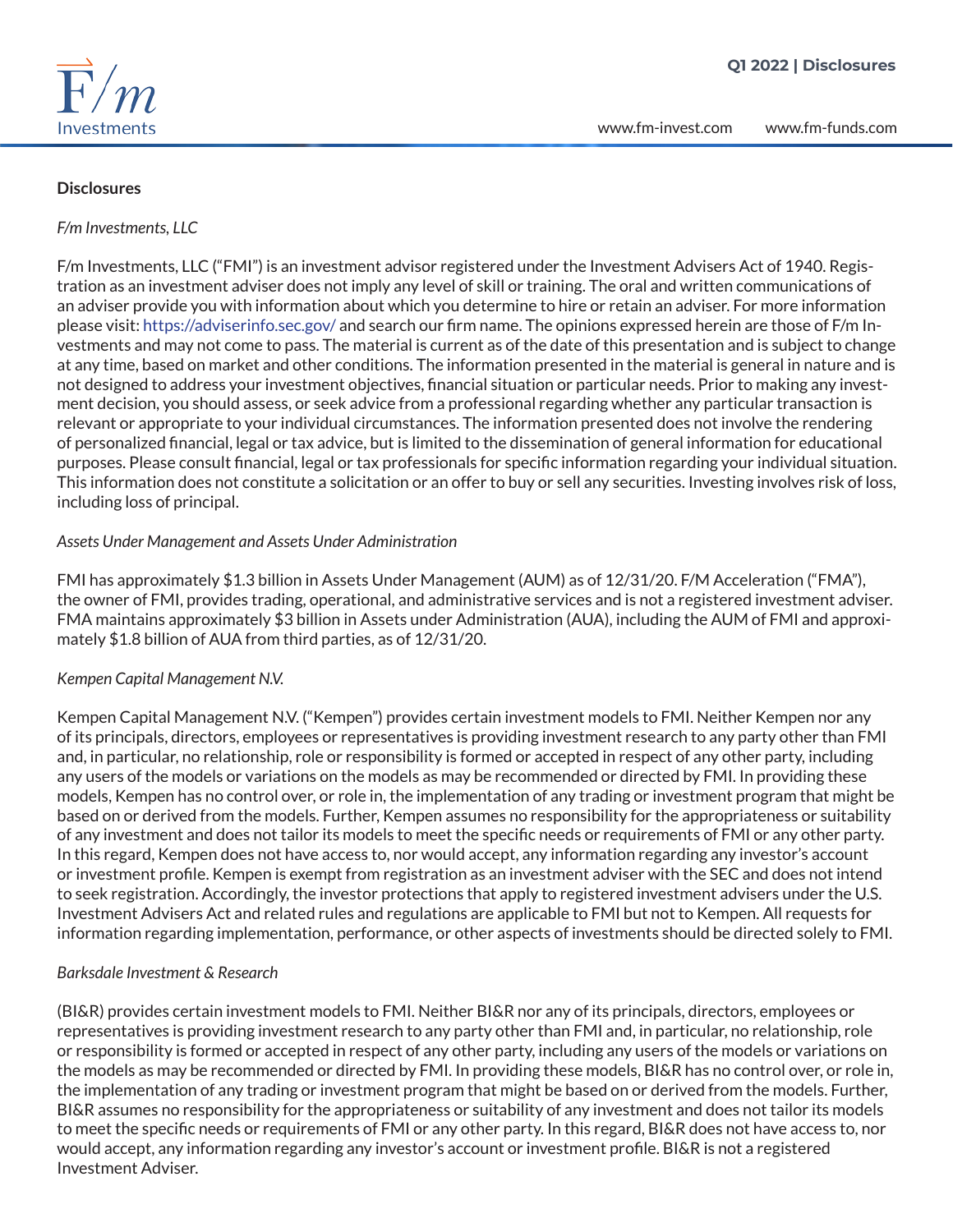## Disclosures

*F/m Investments, LLC*

F/m Investments, LLC ("FMI") is an investment advisor registered under the Investment Advisers Act of 1940. Registration as an investment adviser does not imply any level of skill or training. The oral and written communications of an adviser provide you with information about which you determine to hire or retain an adviser. For more information please visit: https://adviserinfo.sec.gov/ and search our firm name. The opinions expressed herein are those of F/m Investments and may not come to pass. The material is current as of the date of this presentation and is subject to change at any time, based on market and other conditions. The information presented in the material is general in nature and is not designed to address your investment objectives, financial situation or particular needs. Prior to making any investment decision, you should assess, or seek advice from a professional regarding whether any particular transaction is relevant or appropriate to your individual circumstances. The information presented does not involve the rendering of personalized financial, legal or tax advice, but is limited to the dissemination of general information for educational purposes. Please consult financial, legal or tax professionals for specific information regarding your individual situation. This information does not constitute a solicitation or an offer to buy or sell any securities. Investing involves risk of loss, including loss of principal.

*Assets Under Management and Assets Under Administration*

FMI has approximately $1.3 billion in Assets Under Management (AUM) as of 12/31/20. F/M Acceleration ("FMA"), the owner of FMI, provides trading, operational, and administrative services and is not a registered investment adviser. FMA maintains approximately $3 billion in Assets under Administration (AUA), including the AUM of FMI and approximately $1.8 billion of AUA from third parties, as of 12/31/20.

*Kempen Capital Management N.V.*

Kempen Capital Management N.V. ("Kempen") provides certain investment models to FMI. Neither Kempen nor any of its principals, directors, employees or representatives is providing investment research to any party other than FMI and, in particular, no relationship, role or responsibility is formed or accepted in respect of any other party, including any users of the models or variations on the models as may be recommended or directed by FMI. In providing these models, Kempen has no control over, or role in, the implementation of any trading or investment program that might be based on or derived from the models. Further, Kempen assumes no responsibility for the appropriateness or suitability of any investment and does not tailor its models to meet the specific needs or requirements of FMI or any other party. In this regard, Kempen does not have access to, nor would accept, any information regarding any investor's account or investment profile. Kempen is exempt from registration as an investment adviser with the SEC and does not intend to seek registration. Accordingly, the investor protections that apply to registered investment advisers under the U.S. Investment Advisers Act and related rules and regulations are applicable to FMI but not to Kempen. All requests for information regarding implementation, performance, or other aspects of investments should be directed solely to FMI.

*Barksdale Investment & Research*

(BI&R) provides certain investment models to FMI. Neither BI&R nor any of its principals, directors, employees or representatives is providing investment research to any party other than FMI and, in particular, no relationship, role or responsibility is formed or accepted in respect of any other party, including any users of the models or variations on the models as may be recommended or directed by FMI. In providing these models, BI&R has no control over, or role in, the implementation of any trading or investment program that might be based on or derived from the models. Further, BI&R assumes no responsibility for the appropriateness or suitability of any investment and does not tailor its models to meet the specific needs or requirements of FMI or any other party. In this regard, BI&R does not have access to, nor would accept, any information regarding any investor's account or investment profile. BI&R is not a registered Investment Adviser.